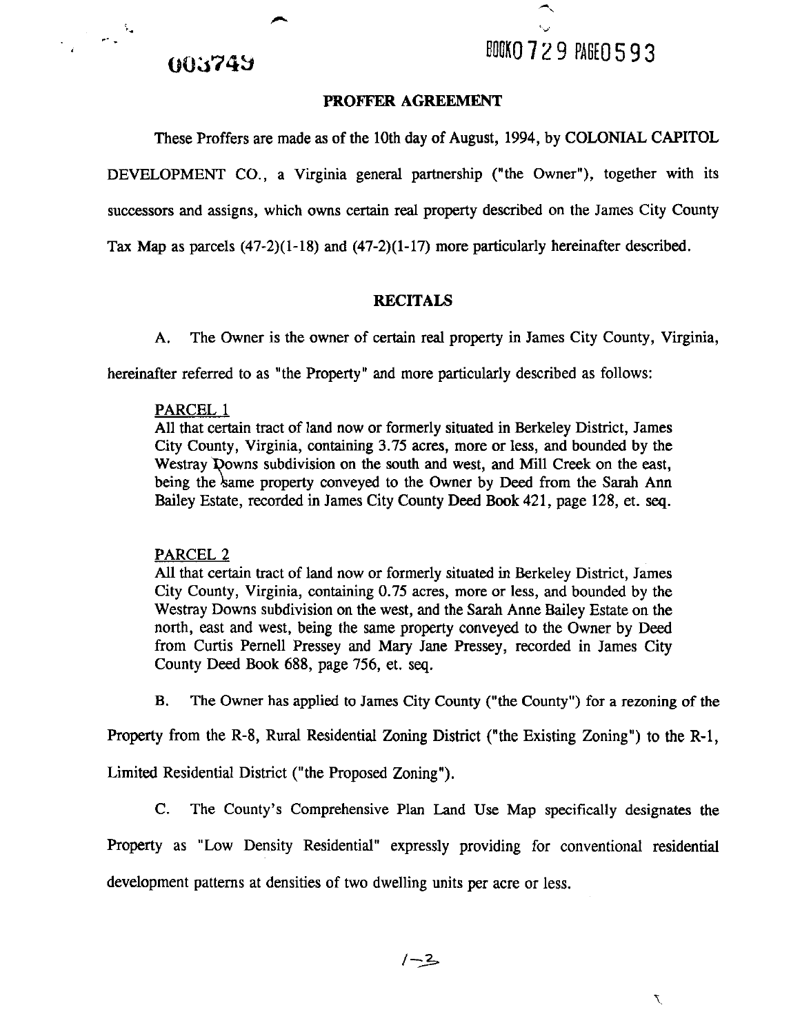003749

BOOK0 729 PAGE0593

## PROFFER AGREEMENT

These Proffers are made as of the 10th day of August, 1994, by COLONIAL CAPITOL DEVELOPMENT CO., a Virginia general partnership ("the Owner"), together with its successors and assigns, which owns certain real property described on the James City County Tax Map as parcels (47-2)(1-18) and (47-2)(1-17) more particularly hereinafter described.

## RECITALS

A. The Owner is the owner of certain real property in James City County, Virginia, hereinafter referred to as "the Property" and more particularly described as follows:

PARCEL 1
All that certain tract of land now or formerly situated in Berkeley District, James City County, Virginia, containing 3.75 acres, more or less, and bounded by the Westray Downs subdivision on the south and west, and Mill Creek on the east, being the same property conveyed to the Owner by Deed from the Sarah Ann Bailey Estate, recorded in James City County Deed Book 421, page 128, et. seq.

PARCEL 2
All that certain tract of land now or formerly situated in Berkeley District, James City County, Virginia, containing 0.75 acres, more or less, and bounded by the Westray Downs subdivision on the west, and the Sarah Anne Bailey Estate on the north, east and west, being the same property conveyed to the Owner by Deed from Curtis Pernell Pressey and Mary Jane Pressey, recorded in James City County Deed Book 688, page 756, et. seq.

B. The Owner has applied to James City County ("the County") for a rezoning of the Property from the R-8, Rural Residential Zoning District ("the Existing Zoning") to the R-1, Limited Residential District ("the Proposed Zoning").

C. The County's Comprehensive Plan Land Use Map specifically designates the Property as "Low Density Residential" expressly providing for conventional residential development patterns at densities of two dwelling units per acre or less.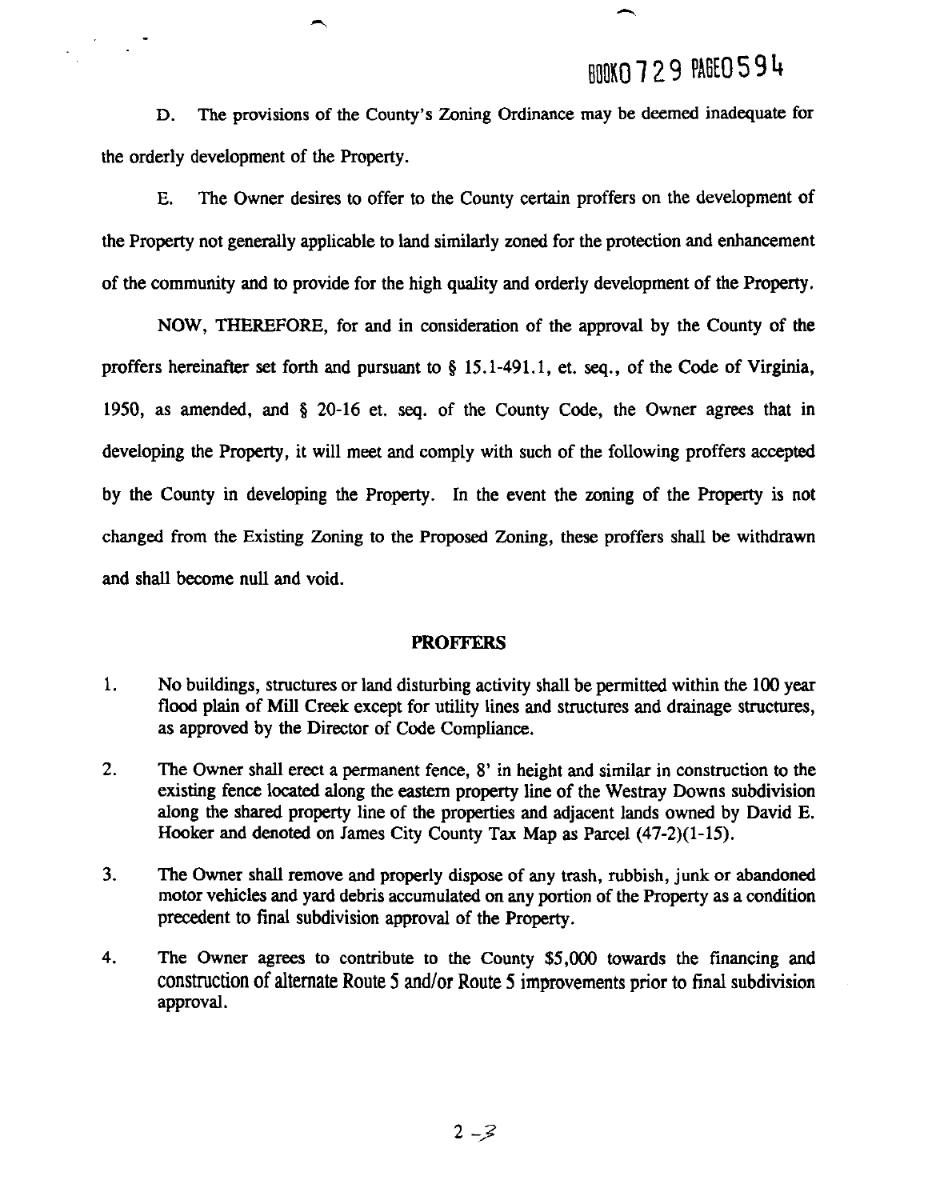BOOK0729 PAGE0594

D. The provisions of the County's Zoning Ordinance may be deemed inadequate for the orderly development of the Property.

E. The Owner desires to offer to the County certain proffers on the development of the Property not generally applicable to land similarly zoned for the protection and enhancement of the community and to provide for the high quality and orderly development of the Property.

NOW, THEREFORE, for and in consideration of the approval by the County of the proffers hereinafter set forth and pursuant to § 15.1-491.1, et. seq., of the Code of Virginia, 1950, as amended, and § 20-16 et. seq. of the County Code, the Owner agrees that in developing the Property, it will meet and comply with such of the following proffers accepted by the County in developing the Property. In the event the zoning of the Property is not changed from the Existing Zoning to the Proposed Zoning, these proffers shall be withdrawn and shall become null and void.

## PROFFERS

1. No buildings, structures or land disturbing activity shall be permitted within the 100 year flood plain of Mill Creek except for utility lines and structures and drainage structures, as approved by the Director of Code Compliance.

2. The Owner shall erect a permanent fence, 8' in height and similar in construction to the existing fence located along the eastern property line of the Westray Downs subdivision along the shared property line of the properties and adjacent lands owned by David E. Hooker and denoted on James City County Tax Map as Parcel (47-2)(1-15).

3. The Owner shall remove and properly dispose of any trash, rubbish, junk or abandoned motor vehicles and yard debris accumulated on any portion of the Property as a condition precedent to final subdivision approval of the Property.

4. The Owner agrees to contribute to the County $5,000 towards the financing and construction of alternate Route 5 and/or Route 5 improvements prior to final subdivision approval.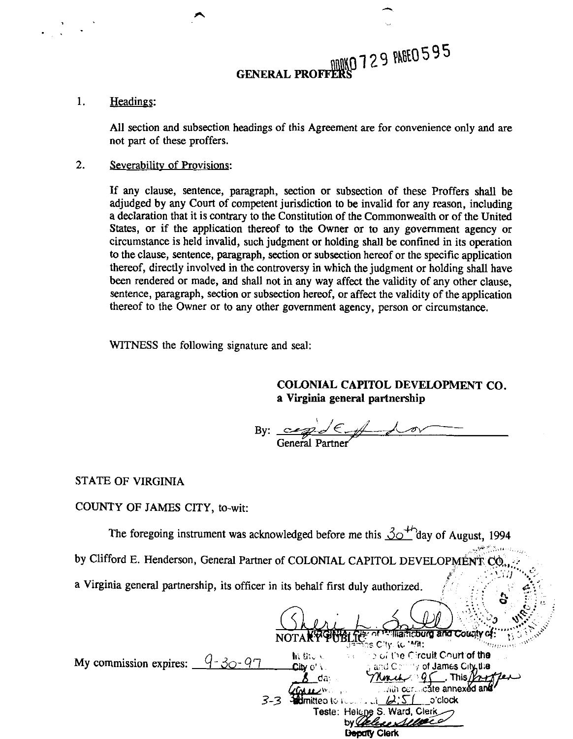BOOK 0729 PAGE 0595

# GENERAL PROFFERS

1. Headings:

   All section and subsection headings of this Agreement are for convenience only and are not part of these proffers.

2. Severability of Provisions:

   If any clause, sentence, paragraph, section or subsection of these Proffers shall be adjudged by any Court of competent jurisdiction to be invalid for any reason, including a declaration that it is contrary to the Constitution of the Commonwealth or of the United States, or if the application thereof to the Owner or to any government agency or circumstance is held invalid, such judgment or holding shall be confined in its operation to the clause, sentence, paragraph, section or subsection hereof or the specific application thereof, directly involved in the controversy in which the judgment or holding shall have been rendered or made, and shall not in any way affect the validity of any other clause, sentence, paragraph, section or subsection hereof, or affect the validity of the application thereof to the Owner or to any other government agency, person or circumstance.

WITNESS the following signature and seal:

**COLONIAL CAPITOL DEVELOPMENT CO.**
**a Virginia general partnership**

By: ______________________
General Partner

STATE OF VIRGINIA

COUNTY OF JAMES CITY, to-wit:

The foregoing instrument was acknowledged before me this 30th day of August, 1994 by Clifford E. Henderson, General Partner of COLONIAL CAPITOL DEVELOPMENT CO., a Virginia general partnership, its officer in its behalf first duly authorized.

______________________
NOTARY PUBLIC

My commission expires: 9-30-97

VIRGINIA: City of Williamsburg and County of James City, to-wit:
In the ... of the Circuit Court of the City of ... and County of James City, the 8 day ... March 95. This Proffer ... with certificate annexed and admitted to record at 12:51 o'clock
3-3
Teste: Helene S. Ward, Clerk
by ______________
Deputy Clerk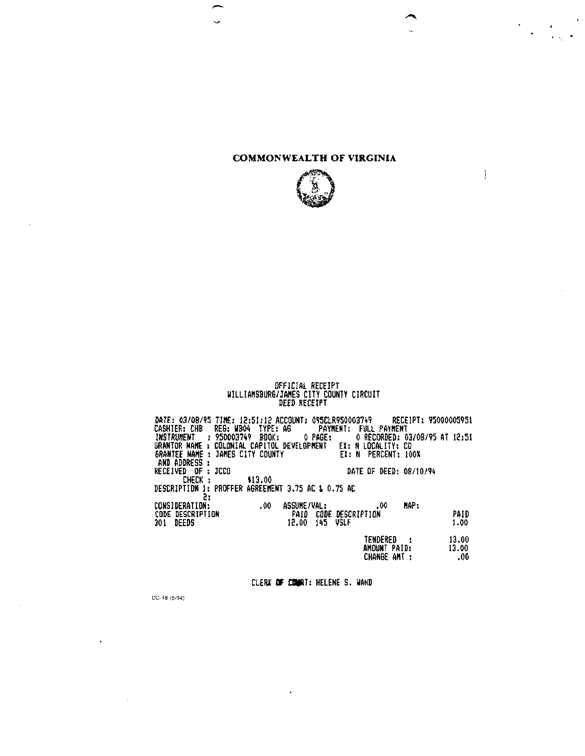# COMMONWEALTH OF VIRGINIA

OFFICIAL RECEIPT
WILLIAMSBURG/JAMES CITY COUNTY CIRCUIT
DEED RECEIPT

DATE: 03/08/95 TIME: 12:51:12 ACCOUNT: 095CLR950003749 RECEIPT: 95000005951
CASHIER: CHB REG: WB04 TYPE: AG PAYMENT: FULL PAYMENT
INSTRUMENT : 950003749 BOOK: 0 PAGE: 0 RECORDED: 03/08/95 AT 12:51
GRANTOR NAME : COLONIAL CAPITOL DEVELOPMENT EX: N LOCALITY: CO
GRANTEE NAME : JAMES CITY COUNTY EX: N PERCENT: 100%
AND ADDRESS :
RECEIVED OF : JCCO DATE OF DEED: 08/10/94
CHECK : $13.00
DESCRIPTION 1: PROFFER AGREEMENT 3.75 AC & 0.75 AC
2:
CONSIDERATION: .00 ASSUME/VAL: .00 MAP:

| CODE | DESCRIPTION | PAID | CODE | DESCRIPTION | PAID |
|---|---|---|---|---|---|
| 301 | DEEDS | 12.00 | 145 | VSLF | 1.00 |

TENDERED : 13.00
AMOUNT PAID: 13.00
CHANGE AMT : .00

CLERK OF COURT: HELENE S. WARD

DC-18 (5/94)